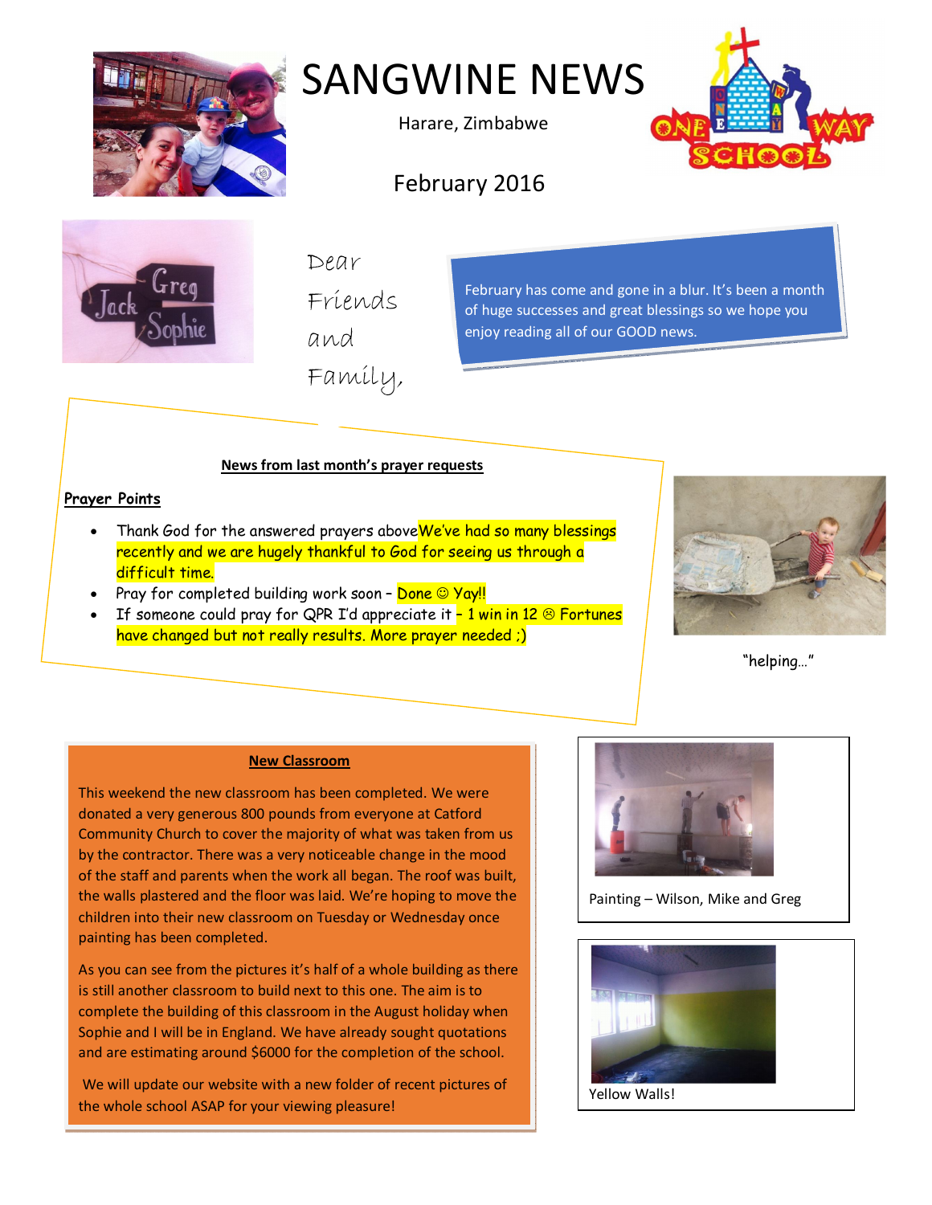# SANGWINE NEWS

Harare, Zimbabwe

February 2016

Dear Friends and Family,

February has come and gone in a blur. It's been a month of huge successes and great blessings so we hope you enjoy reading all of our GOOD news.

**News from last month's prayer requests**

**Prayer Points**

- Thank God for the answered prayers above We've had so many blessings recently and we are hugely thankful to God for seeing us through a difficult time.
- Pray for completed building work soon – Done ☺ Yay!!
- If someone could pray for QPR I'd appreciate it – 1 win in 12 ☹ Fortunes have changed but not really results. More prayer needed ;)

"helping…"

**New Classroom**

This weekend the new classroom has been completed. We were donated a very generous 800 pounds from everyone at Catford Community Church to cover the majority of what was taken from us by the contractor. There was a very noticeable change in the mood of the staff and parents when the work all began. The roof was built, the walls plastered and the floor was laid. We're hoping to move the children into their new classroom on Tuesday or Wednesday once painting has been completed.

As you can see from the pictures it's half of a whole building as there is still another classroom to build next to this one. The aim is to complete the building of this classroom in the August holiday when Sophie and I will be in England. We have already sought quotations and are estimating around $6000 for the completion of the school.

We will update our website with a new folder of recent pictures of the whole school ASAP for your viewing pleasure!

Painting – Wilson, Mike and Greg

Yellow Walls!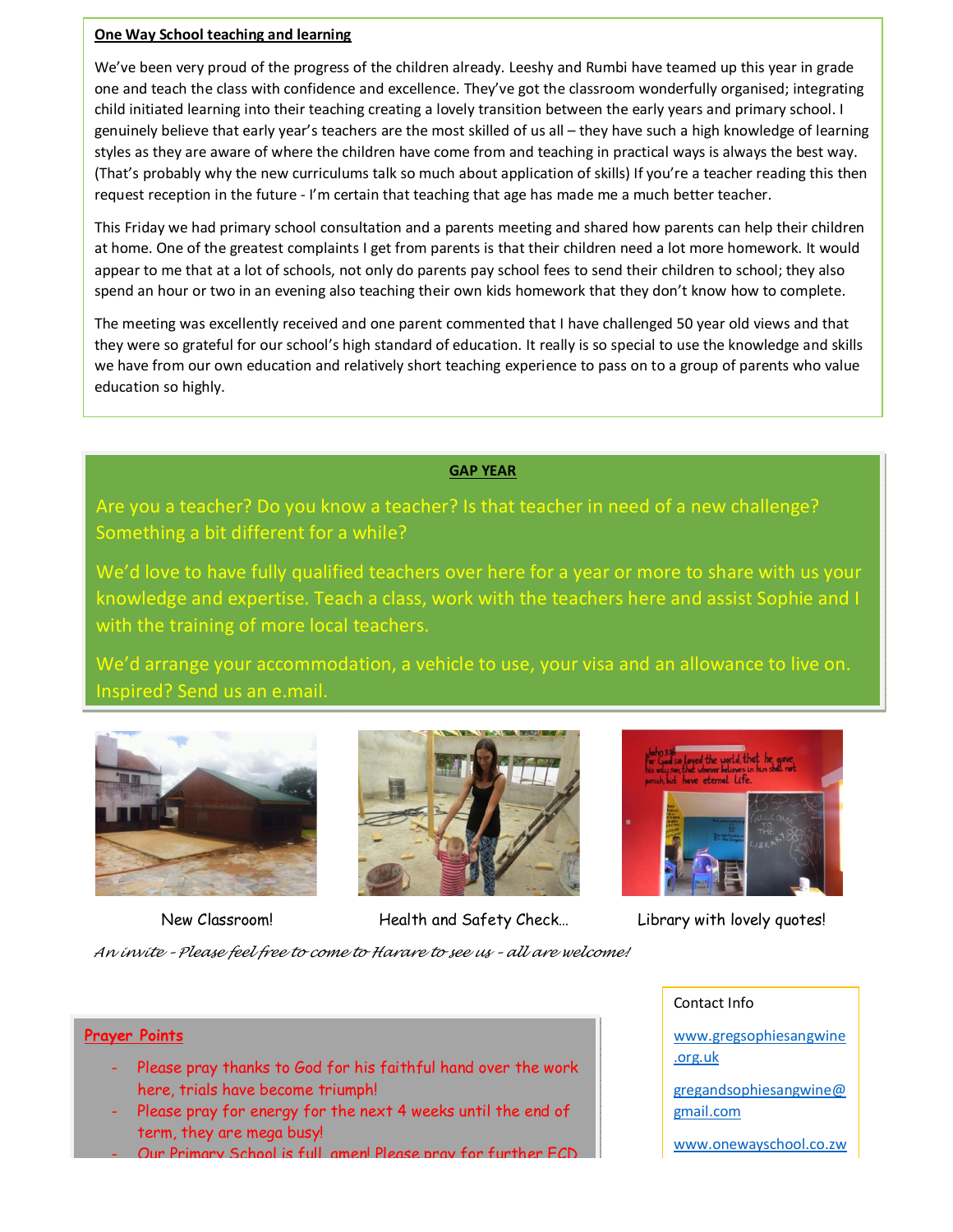**One Way School teaching and learning**

We've been very proud of the progress of the children already. Leeshy and Rumbi have teamed up this year in grade one and teach the class with confidence and excellence. They've got the classroom wonderfully organised; integrating child initiated learning into their teaching creating a lovely transition between the early years and primary school. I genuinely believe that early year's teachers are the most skilled of us all – they have such a high knowledge of learning styles as they are aware of where the children have come from and teaching in practical ways is always the best way. (That's probably why the new curriculums talk so much about application of skills) If you're a teacher reading this then request reception in the future - I'm certain that teaching that age has made me a much better teacher.

This Friday we had primary school consultation and a parents meeting and shared how parents can help their children at home. One of the greatest complaints I get from parents is that their children need a lot more homework. It would appear to me that at a lot of schools, not only do parents pay school fees to send their children to school; they also spend an hour or two in an evening also teaching their own kids homework that they don't know how to complete.

The meeting was excellently received and one parent commented that I have challenged 50 year old views and that they were so grateful for our school's high standard of education. It really is so special to use the knowledge and skills we have from our own education and relatively short teaching experience to pass on to a group of parents who value education so highly.

**GAP YEAR**

Are you a teacher? Do you know a teacher? Is that teacher in need of a new challenge? Something a bit different for a while?

We'd love to have fully qualified teachers over here for a year or more to share with us your knowledge and expertise. Teach a class, work with the teachers here and assist Sophie and I with the training of more local teachers.

We'd arrange your accommodation, a vehicle to use, your visa and an allowance to live on. Inspired? Send us an e.mail.

New Classroom!

Health and Safety Check…

Library with lovely quotes!

*An invite - Please feel free to come to Harare to see us - all are welcome!*

**Prayer Points**

- Please pray thanks to God for his faithful hand over the work here, trials have become triumph!
- Please pray for energy for the next 4 weeks until the end of term, they are mega busy!
- Our Primary School is full, amen! Please pray for further ECD

Contact Info

www.gregsophiesangwine.org.uk

gregandsophiesangwine@gmail.com

www.onewayschool.co.zw